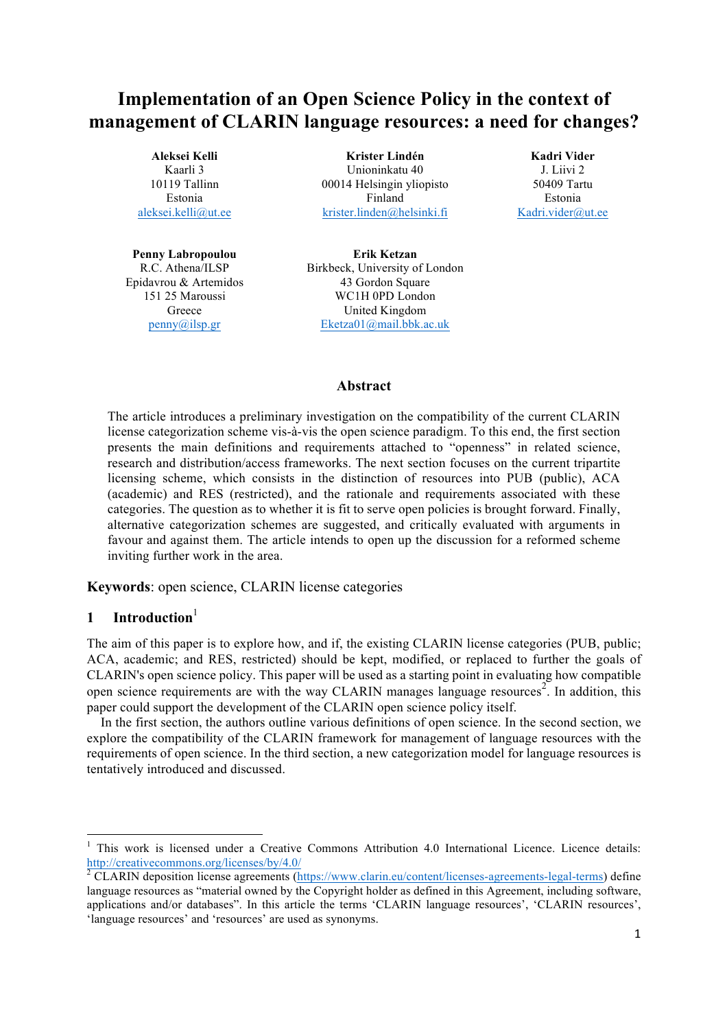# Implementation of an Open Science Policy in the context of management of CLARIN language resources: a need for changes?

**Aleksei Kelli**
Kaarli 3
10119 Tallinn
Estonia
aleksei.kelli@ut.ee

**Krister Lindén**
Unioninkatu 40
00014 Helsingin yliopisto
Finland
krister.linden@helsinki.fi

**Kadri Vider**
J. Liivi 2
50409 Tartu
Estonia
Kadri.vider@ut.ee

**Penny Labropoulou**
R.C. Athena/ILSP
Epidavrou & Artemidos
151 25 Maroussi
Greece
penny@ilsp.gr

**Erik Ketzan**
Birkbeck, University of London
43 Gordon Square
WC1H 0PD London
United Kingdom
Eketza01@mail.bbk.ac.uk

## Abstract

The article introduces a preliminary investigation on the compatibility of the current CLARIN license categorization scheme vis-à-vis the open science paradigm. To this end, the first section presents the main definitions and requirements attached to "openness" in related science, research and distribution/access frameworks. The next section focuses on the current tripartite licensing scheme, which consists in the distinction of resources into PUB (public), ACA (academic) and RES (restricted), and the rationale and requirements associated with these categories. The question as to whether it is fit to serve open policies is brought forward. Finally, alternative categorization schemes are suggested, and critically evaluated with arguments in favour and against them. The article intends to open up the discussion for a reformed scheme inviting further work in the area.

**Keywords**: open science, CLARIN license categories

## 1 Introduction[1]

The aim of this paper is to explore how, and if, the existing CLARIN license categories (PUB, public; ACA, academic; and RES, restricted) should be kept, modified, or replaced to further the goals of CLARIN's open science policy. This paper will be used as a starting point in evaluating how compatible open science requirements are with the way CLARIN manages language resources[2]. In addition, this paper could support the development of the CLARIN open science policy itself.

In the first section, the authors outline various definitions of open science. In the second section, we explore the compatibility of the CLARIN framework for management of language resources with the requirements of open science. In the third section, a new categorization model for language resources is tentatively introduced and discussed.

---

[1] This work is licensed under a Creative Commons Attribution 4.0 International Licence. Licence details: http://creativecommons.org/licenses/by/4.0/

[2] CLARIN deposition license agreements (https://www.clarin.eu/content/licenses-agreements-legal-terms) define language resources as "material owned by the Copyright holder as defined in this Agreement, including software, applications and/or databases". In this article the terms 'CLARIN language resources', 'CLARIN resources', 'language resources' and 'resources' are used as synonyms.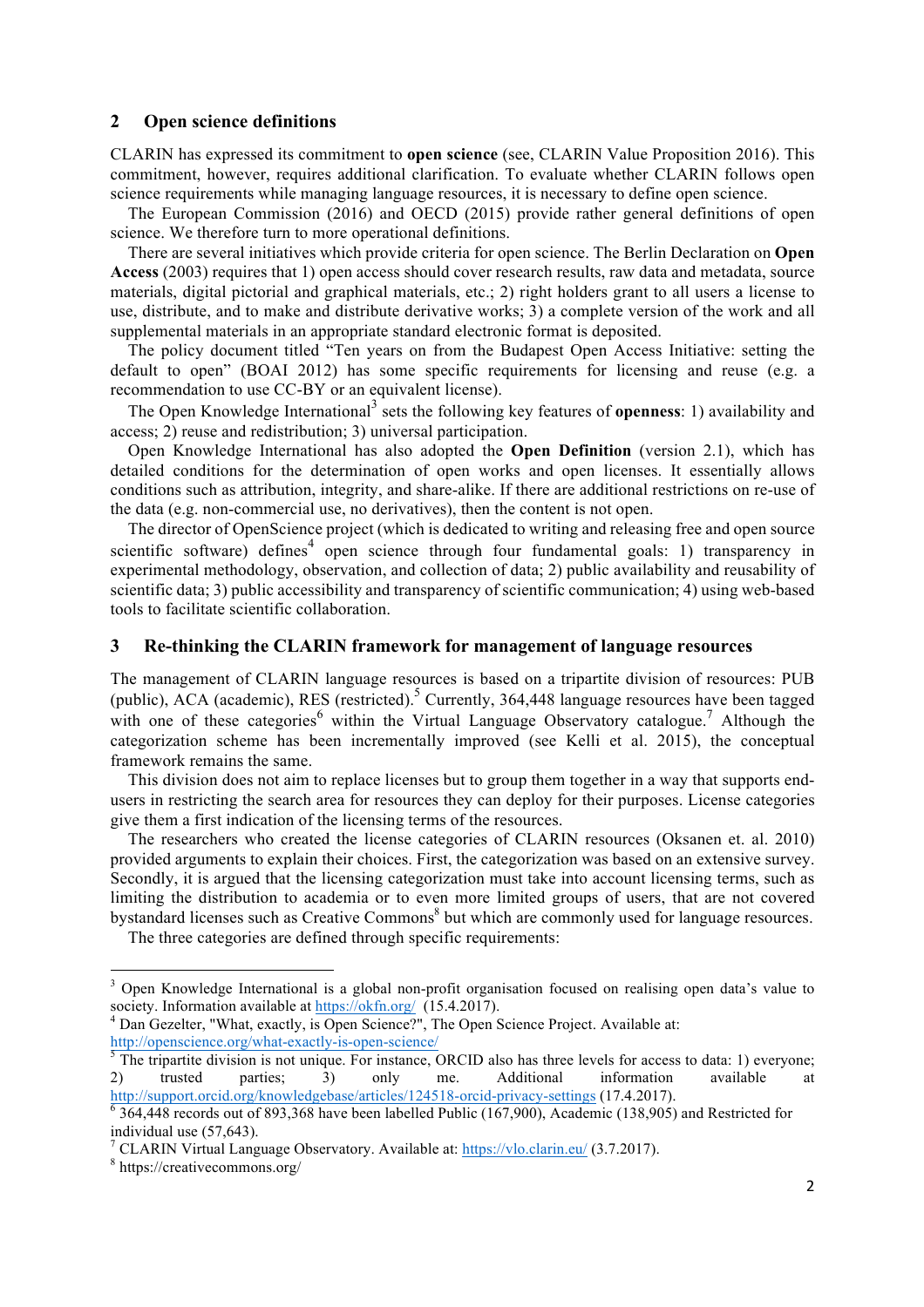## 2 Open science definitions

CLARIN has expressed its commitment to **open science** (see, CLARIN Value Proposition 2016). This commitment, however, requires additional clarification. To evaluate whether CLARIN follows open science requirements while managing language resources, it is necessary to define open science.

The European Commission (2016) and OECD (2015) provide rather general definitions of open science. We therefore turn to more operational definitions.

There are several initiatives which provide criteria for open science. The Berlin Declaration on **Open Access** (2003) requires that 1) open access should cover research results, raw data and metadata, source materials, digital pictorial and graphical materials, etc.; 2) right holders grant to all users a license to use, distribute, and to make and distribute derivative works; 3) a complete version of the work and all supplemental materials in an appropriate standard electronic format is deposited.

The policy document titled "Ten years on from the Budapest Open Access Initiative: setting the default to open" (BOAI 2012) has some specific requirements for licensing and reuse (e.g. a recommendation to use CC-BY or an equivalent license).

The Open Knowledge International[3] sets the following key features of **openness**: 1) availability and access; 2) reuse and redistribution; 3) universal participation.

Open Knowledge International has also adopted the **Open Definition** (version 2.1), which has detailed conditions for the determination of open works and open licenses. It essentially allows conditions such as attribution, integrity, and share-alike. If there are additional restrictions on re-use of the data (e.g. non-commercial use, no derivatives), then the content is not open.

The director of OpenScience project (which is dedicated to writing and releasing free and open source scientific software) defines[4] open science through four fundamental goals: 1) transparency in experimental methodology, observation, and collection of data; 2) public availability and reusability of scientific data; 3) public accessibility and transparency of scientific communication; 4) using web-based tools to facilitate scientific collaboration.

## 3 Re-thinking the CLARIN framework for management of language resources

The management of CLARIN language resources is based on a tripartite division of resources: PUB (public), ACA (academic), RES (restricted).[5] Currently, 364,448 language resources have been tagged with one of these categories[6] within the Virtual Language Observatory catalogue.[7] Although the categorization scheme has been incrementally improved (see Kelli et al. 2015), the conceptual framework remains the same.

This division does not aim to replace licenses but to group them together in a way that supports end-users in restricting the search area for resources they can deploy for their purposes. License categories give them a first indication of the licensing terms of the resources.

The researchers who created the license categories of CLARIN resources (Oksanen et. al. 2010) provided arguments to explain their choices. First, the categorization was based on an extensive survey. Secondly, it is argued that the licensing categorization must take into account licensing terms, such as limiting the distribution to academia or to even more limited groups of users, that are not covered bystandard licenses such as Creative Commons[8] but which are commonly used for language resources.

The three categories are defined through specific requirements:

---

[3] Open Knowledge International is a global non-profit organisation focused on realising open data's value to society. Information available at https://okfn.org/ (15.4.2017).

[4] Dan Gezelter, "What, exactly, is Open Science?", The Open Science Project. Available at: http://openscience.org/what-exactly-is-open-science/

[5] The tripartite division is not unique. For instance, ORCID also has three levels for access to data: 1) everyone; 2) trusted parties; 3) only me. Additional information available at http://support.orcid.org/knowledgebase/articles/124518-orcid-privacy-settings (17.4.2017).

[6] 364,448 records out of 893,368 have been labelled Public (167,900), Academic (138,905) and Restricted for individual use (57,643).

[7] CLARIN Virtual Language Observatory. Available at: https://vlo.clarin.eu/ (3.7.2017).

[8] https://creativecommons.org/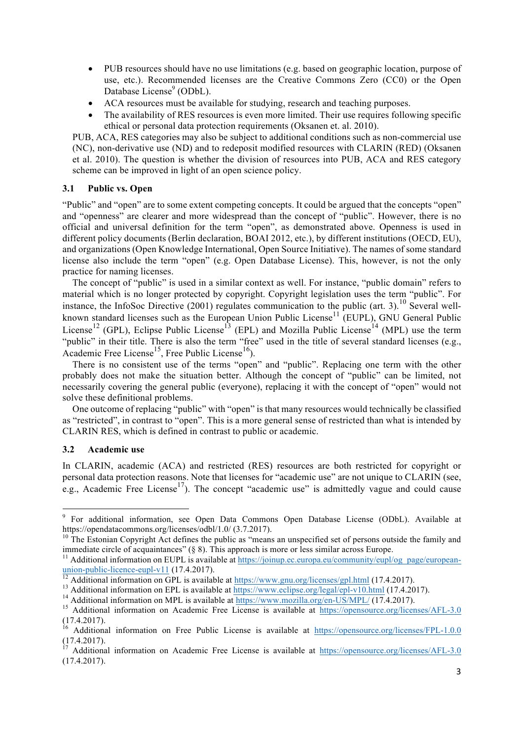- PUB resources should have no use limitations (e.g. based on geographic location, purpose of use, etc.). Recommended licenses are the Creative Commons Zero (CC0) or the Open Database License[9] (ODbL).
- ACA resources must be available for studying, research and teaching purposes.
- The availability of RES resources is even more limited. Their use requires following specific ethical or personal data protection requirements (Oksanen et. al. 2010).

PUB, ACA, RES categories may also be subject to additional conditions such as non-commercial use (NC), non-derivative use (ND) and to redeposit modified resources with CLARIN (RED) (Oksanen et al. 2010). The question is whether the division of resources into PUB, ACA and RES category scheme can be improved in light of an open science policy.

### 3.1 Public vs. Open

"Public" and "open" are to some extent competing concepts. It could be argued that the concepts "open" and "openness" are clearer and more widespread than the concept of "public". However, there is no official and universal definition for the term "open", as demonstrated above. Openness is used in different policy documents (Berlin declaration, BOAI 2012, etc.), by different institutions (OECD, EU), and organizations (Open Knowledge International, Open Source Initiative). The names of some standard license also include the term "open" (e.g. Open Database License). This, however, is not the only practice for naming licenses.

The concept of "public" is used in a similar context as well. For instance, "public domain" refers to material which is no longer protected by copyright. Copyright legislation uses the term "public". For instance, the InfoSoc Directive (2001) regulates communication to the public (art. 3).[10] Several well-known standard licenses such as the European Union Public License[11] (EUPL), GNU General Public License[12] (GPL), Eclipse Public License[13] (EPL) and Mozilla Public License[14] (MPL) use the term "public" in their title. There is also the term "free" used in the title of several standard licenses (e.g., Academic Free License[15], Free Public License[16]).

There is no consistent use of the terms "open" and "public". Replacing one term with the other probably does not make the situation better. Although the concept of "public" can be limited, not necessarily covering the general public (everyone), replacing it with the concept of "open" would not solve these definitional problems.

One outcome of replacing "public" with "open" is that many resources would technically be classified as "restricted", in contrast to "open". This is a more general sense of restricted than what is intended by CLARIN RES, which is defined in contrast to public or academic.

### 3.2 Academic use

In CLARIN, academic (ACA) and restricted (RES) resources are both restricted for copyright or personal data protection reasons. Note that licenses for "academic use" are not unique to CLARIN (see, e.g., Academic Free License[17]). The concept "academic use" is admittedly vague and could cause

---

[9] For additional information, see Open Data Commons Open Database License (ODbL). Available at https://opendatacommons.org/licenses/odbl/1.0/ (3.7.2017).

[10] The Estonian Copyright Act defines the public as "means an unspecified set of persons outside the family and immediate circle of acquaintances" (§ 8). This approach is more or less similar across Europe.

[11] Additional information on EUPL is available at https://joinup.ec.europa.eu/community/eupl/og_page/european-union-public-licence-eupl-v11 (17.4.2017).

[12] Additional information on GPL is available at https://www.gnu.org/licenses/gpl.html (17.4.2017).

[13] Additional information on EPL is available at https://www.eclipse.org/legal/epl-v10.html (17.4.2017).

[14] Additional information on MPL is available at https://www.mozilla.org/en-US/MPL/ (17.4.2017).

[15] Additional information on Academic Free License is available at https://opensource.org/licenses/AFL-3.0 (17.4.2017).

[16] Additional information on Free Public License is available at https://opensource.org/licenses/FPL-1.0.0 (17.4.2017).

[17] Additional information on Academic Free License is available at https://opensource.org/licenses/AFL-3.0 (17.4.2017).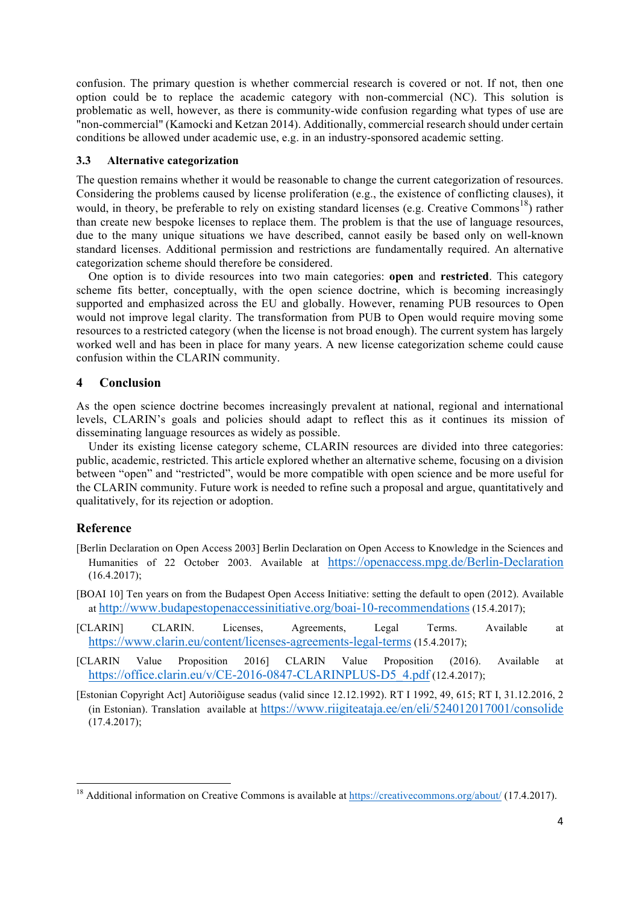confusion. The primary question is whether commercial research is covered or not. If not, then one option could be to replace the academic category with non-commercial (NC). This solution is problematic as well, however, as there is community-wide confusion regarding what types of use are "non-commercial" (Kamocki and Ketzan 2014). Additionally, commercial research should under certain conditions be allowed under academic use, e.g. in an industry-sponsored academic setting.

### 3.3 Alternative categorization

The question remains whether it would be reasonable to change the current categorization of resources. Considering the problems caused by license proliferation (e.g., the existence of conflicting clauses), it would, in theory, be preferable to rely on existing standard licenses (e.g. Creative Commons[18]) rather than create new bespoke licenses to replace them. The problem is that the use of language resources, due to the many unique situations we have described, cannot easily be based only on well-known standard licenses. Additional permission and restrictions are fundamentally required. An alternative categorization scheme should therefore be considered.

One option is to divide resources into two main categories: **open** and **restricted**. This category scheme fits better, conceptually, with the open science doctrine, which is becoming increasingly supported and emphasized across the EU and globally. However, renaming PUB resources to Open would not improve legal clarity. The transformation from PUB to Open would require moving some resources to a restricted category (when the license is not broad enough). The current system has largely worked well and has been in place for many years. A new license categorization scheme could cause confusion within the CLARIN community.

## 4 Conclusion

As the open science doctrine becomes increasingly prevalent at national, regional and international levels, CLARIN's goals and policies should adapt to reflect this as it continues its mission of disseminating language resources as widely as possible.

Under its existing license category scheme, CLARIN resources are divided into three categories: public, academic, restricted. This article explored whether an alternative scheme, focusing on a division between "open" and "restricted", would be more compatible with open science and be more useful for the CLARIN community. Future work is needed to refine such a proposal and argue, quantitatively and qualitatively, for its rejection or adoption.

## Reference

[Berlin Declaration on Open Access 2003] Berlin Declaration on Open Access to Knowledge in the Sciences and Humanities of 22 October 2003. Available at https://openaccess.mpg.de/Berlin-Declaration (16.4.2017);

[BOAI 10] Ten years on from the Budapest Open Access Initiative: setting the default to open (2012). Available at http://www.budapestopenaccessinitiative.org/boai-10-recommendations (15.4.2017);

[CLARIN] CLARIN. Licenses, Agreements, Legal Terms. Available at https://www.clarin.eu/content/licenses-agreements-legal-terms (15.4.2017);

[CLARIN Value Proposition 2016] CLARIN Value Proposition (2016). Available at https://office.clarin.eu/v/CE-2016-0847-CLARINPLUS-D5_4.pdf (12.4.2017);

[Estonian Copyright Act] Autoriõiguse seadus (valid since 12.12.1992). RT I 1992, 49, 615; RT I, 31.12.2016, 2 (in Estonian). Translation available at https://www.riigiteataja.ee/en/eli/524012017001/consolide (17.4.2017);

[18] Additional information on Creative Commons is available at https://creativecommons.org/about/ (17.4.2017).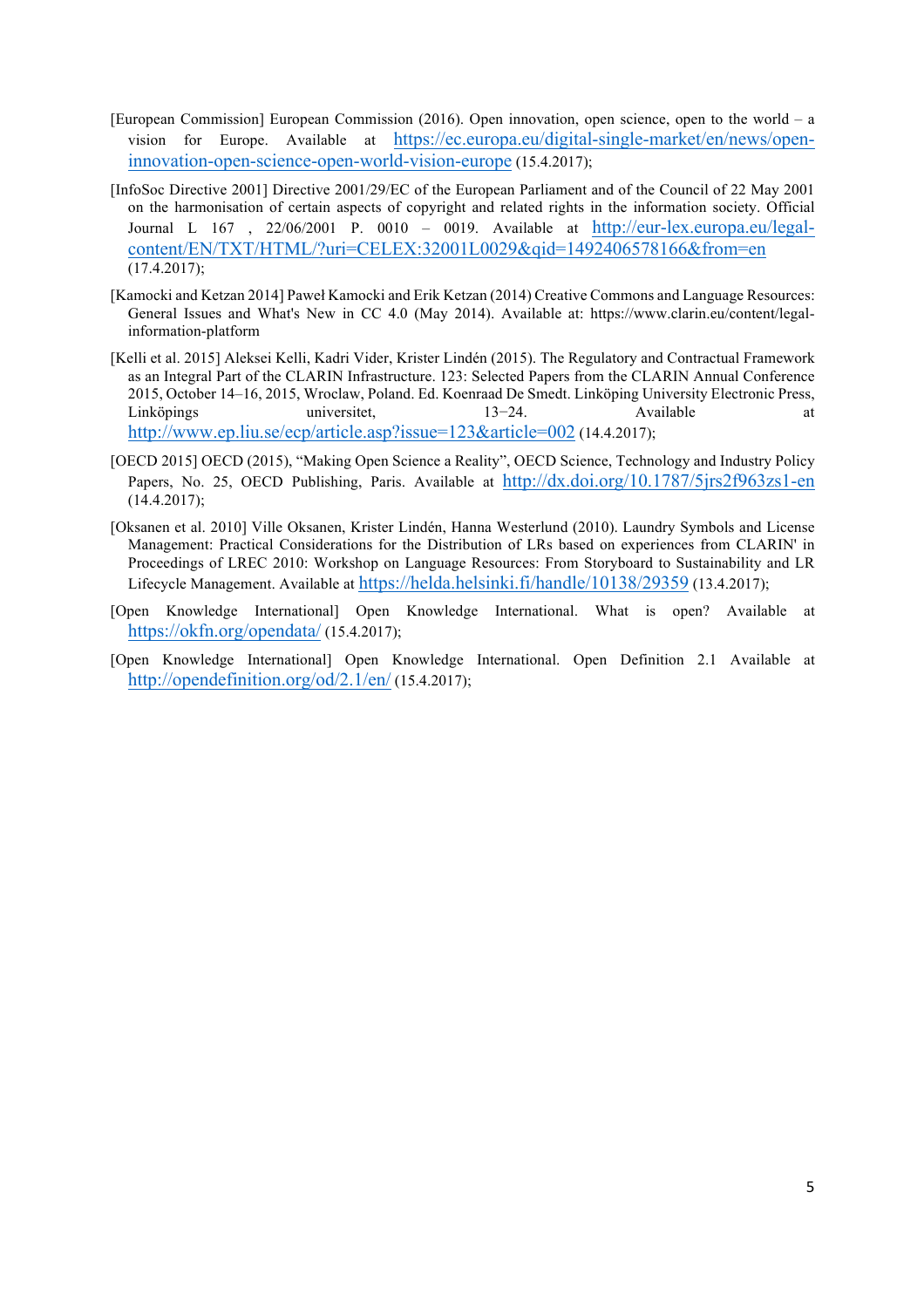[European Commission] European Commission (2016). Open innovation, open science, open to the world – a vision for Europe. Available at https://ec.europa.eu/digital-single-market/en/news/open-innovation-open-science-open-world-vision-europe (15.4.2017);

[InfoSoc Directive 2001] Directive 2001/29/EC of the European Parliament and of the Council of 22 May 2001 on the harmonisation of certain aspects of copyright and related rights in the information society. Official Journal L 167 , 22/06/2001 P. 0010 – 0019. Available at http://eur-lex.europa.eu/legal-content/EN/TXT/HTML/?uri=CELEX:32001L0029&qid=1492406578166&from=en (17.4.2017);

[Kamocki and Ketzan 2014] Paweł Kamocki and Erik Ketzan (2014) Creative Commons and Language Resources: General Issues and What's New in CC 4.0 (May 2014). Available at: https://www.clarin.eu/content/legal-information-platform

[Kelli et al. 2015] Aleksei Kelli, Kadri Vider, Krister Lindén (2015). The Regulatory and Contractual Framework as an Integral Part of the CLARIN Infrastructure. 123: Selected Papers from the CLARIN Annual Conference 2015, October 14–16, 2015, Wroclaw, Poland. Ed. Koenraad De Smedt. Linköping University Electronic Press, Linköpings universitet, 13−24. Available at http://www.ep.liu.se/ecp/article.asp?issue=123&article=002 (14.4.2017);

[OECD 2015] OECD (2015), "Making Open Science a Reality", OECD Science, Technology and Industry Policy Papers, No. 25, OECD Publishing, Paris. Available at http://dx.doi.org/10.1787/5jrs2f963zs1-en (14.4.2017);

[Oksanen et al. 2010] Ville Oksanen, Krister Lindén, Hanna Westerlund (2010). Laundry Symbols and License Management: Practical Considerations for the Distribution of LRs based on experiences from CLARIN' in Proceedings of LREC 2010: Workshop on Language Resources: From Storyboard to Sustainability and LR Lifecycle Management. Available at https://helda.helsinki.fi/handle/10138/29359 (13.4.2017);

[Open Knowledge International] Open Knowledge International. What is open? Available at https://okfn.org/opendata/ (15.4.2017);

[Open Knowledge International] Open Knowledge International. Open Definition 2.1 Available at http://opendefinition.org/od/2.1/en/ (15.4.2017);